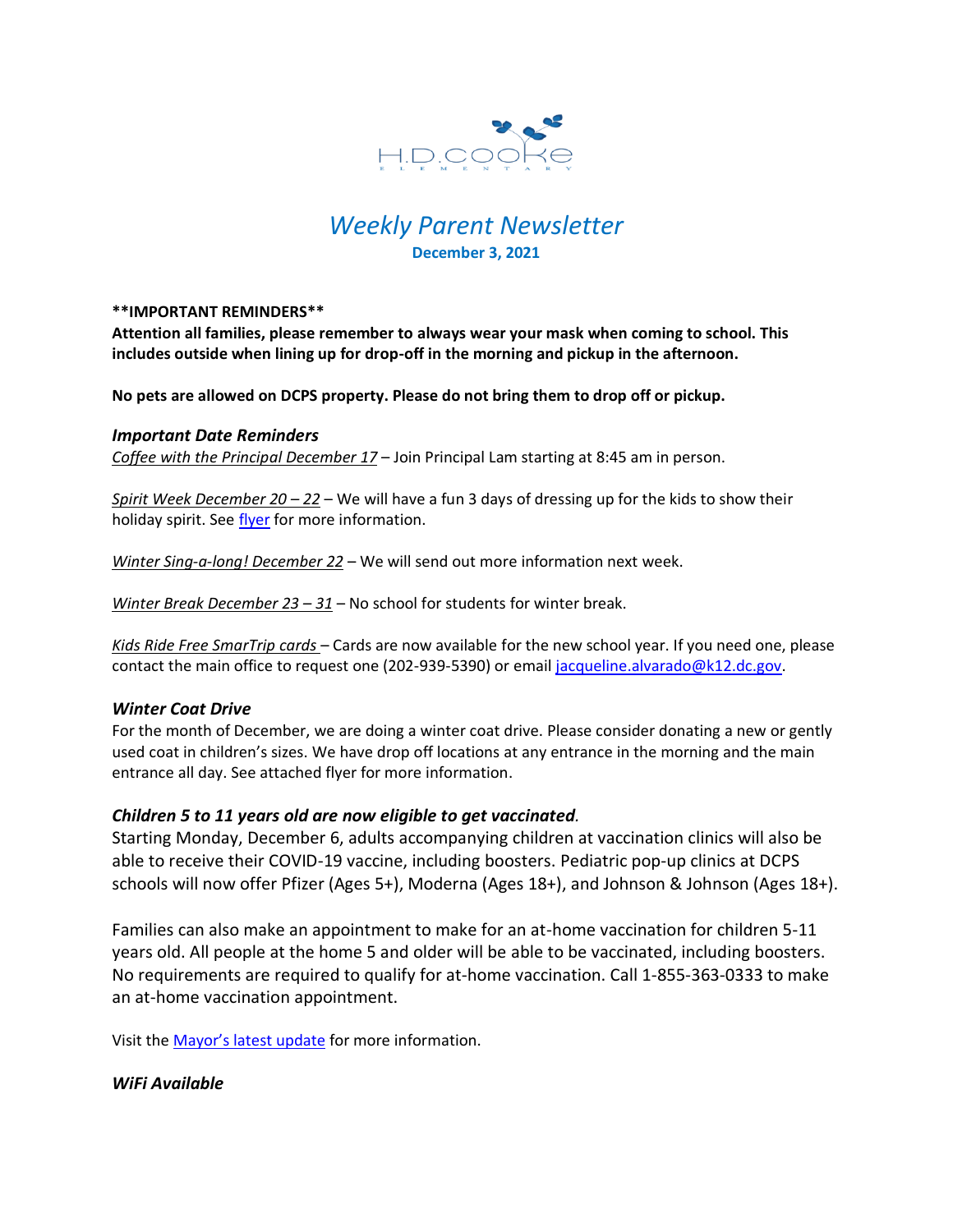H.D.COOKE ELEMENTARY

# *Weekly Parent Newsletter*

**December 3, 2021**

**\*\*IMPORTANT REMINDERS\*\***

**Attention all families, please remember to always wear your mask when coming to school. This includes outside when lining up for drop-off in the morning and pickup in the afternoon.**

**No pets are allowed on DCPS property. Please do not bring them to drop off or pickup.**

### *Important Date Reminders*

*Coffee with the Principal December 17* – Join Principal Lam starting at 8:45 am in person.

*Spirit Week December 20 – 22* – We will have a fun 3 days of dressing up for the kids to show their holiday spirit. See flyer for more information.

*Winter Sing-a-long! December 22* – We will send out more information next week.

*Winter Break December 23 – 31* – No school for students for winter break.

*Kids Ride Free SmarTrip cards* – Cards are now available for the new school year. If you need one, please contact the main office to request one (202-939-5390) or email jacqueline.alvarado@k12.dc.gov.

### *Winter Coat Drive*

For the month of December, we are doing a winter coat drive. Please consider donating a new or gently used coat in children's sizes. We have drop off locations at any entrance in the morning and the main entrance all day. See attached flyer for more information.

### *Children 5 to 11 years old are now eligible to get vaccinated.*

Starting Monday, December 6, adults accompanying children at vaccination clinics will also be able to receive their COVID-19 vaccine, including boosters. Pediatric pop-up clinics at DCPS schools will now offer Pfizer (Ages 5+), Moderna (Ages 18+), and Johnson & Johnson (Ages 18+).

Families can also make an appointment to make for an at-home vaccination for children 5-11 years old. All people at the home 5 and older will be able to be vaccinated, including boosters. No requirements are required to qualify for at-home vaccination. Call 1-855-363-0333 to make an at-home vaccination appointment.

Visit the Mayor's latest update for more information.

### *WiFi Available*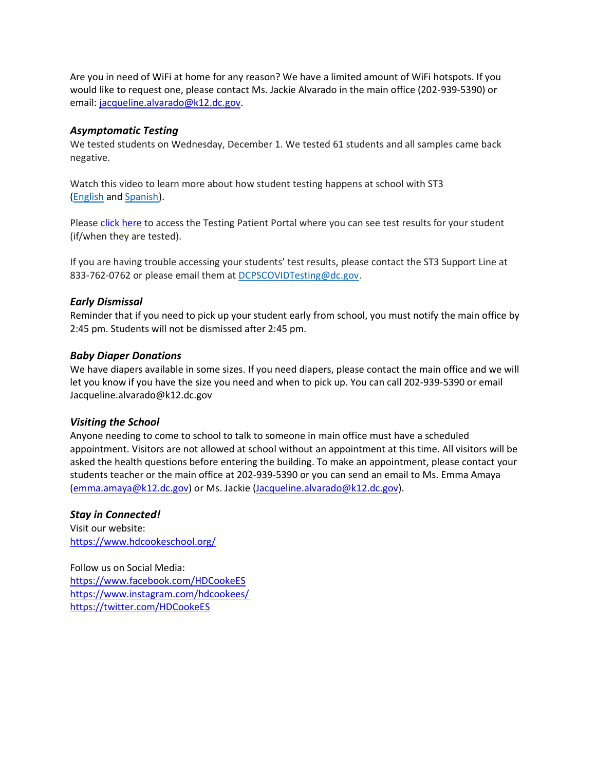Are you in need of WiFi at home for any reason? We have a limited amount of WiFi hotspots. If you would like to request one, please contact Ms. Jackie Alvarado in the main office (202-939-5390) or email: jacqueline.alvarado@k12.dc.gov.

### *Asymptomatic Testing*

We tested students on Wednesday, December 1. We tested 61 students and all samples came back negative.

Watch this video to learn more about how student testing happens at school with ST3 (English and Spanish).

Please click here to access the Testing Patient Portal where you can see test results for your student (if/when they are tested).

If you are having trouble accessing your students' test results, please contact the ST3 Support Line at 833-762-0762 or please email them at DCPSCOVIDTesting@dc.gov.

### *Early Dismissal*

Reminder that if you need to pick up your student early from school, you must notify the main office by 2:45 pm. Students will not be dismissed after 2:45 pm.

### *Baby Diaper Donations*

We have diapers available in some sizes. If you need diapers, please contact the main office and we will let you know if you have the size you need and when to pick up. You can call 202-939-5390 or email Jacqueline.alvarado@k12.dc.gov

### *Visiting the School*

Anyone needing to come to school to talk to someone in main office must have a scheduled appointment. Visitors are not allowed at school without an appointment at this time. All visitors will be asked the health questions before entering the building. To make an appointment, please contact your students teacher or the main office at 202-939-5390 or you can send an email to Ms. Emma Amaya (emma.amaya@k12.dc.gov) or Ms. Jackie (Jacqueline.alvarado@k12.dc.gov).

### *Stay in Connected!*

Visit our website:
https://www.hdcookeschool.org/

Follow us on Social Media:
https://www.facebook.com/HDCookeES
https://www.instagram.com/hdcookees/
https://twitter.com/HDCookeES